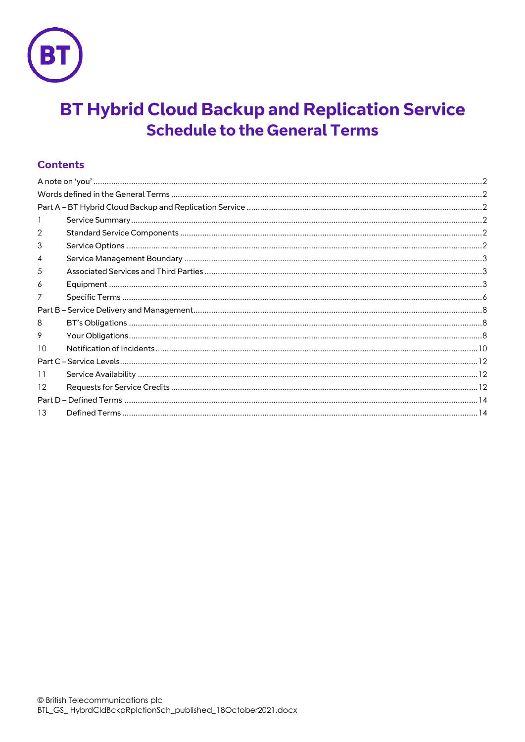# BT Hybrid Cloud Backup and Replication Service

## Schedule to the General Terms

### Contents

A note on 'you' ..... 2
Words defined in the General Terms ..... 2
Part A – BT Hybrid Cloud Backup and Replication Service ..... 2
1 Service Summary ..... 2
2 Standard Service Components ..... 2
3 Service Options ..... 2
4 Service Management Boundary ..... 3
5 Associated Services and Third Parties ..... 3
6 Equipment ..... 3
7 Specific Terms ..... 6
Part B – Service Delivery and Management ..... 8
8 BT's Obligations ..... 8
9 Your Obligations ..... 8
10 Notification of Incidents ..... 10
Part C – Service Levels ..... 12
11 Service Availability ..... 12
12 Requests for Service Credits ..... 12
Part D – Defined Terms ..... 14
13 Defined Terms ..... 14

© British Telecommunications plc
BTL_GS_ HybrdCldBckpRplctionSch_published_18October2021.docx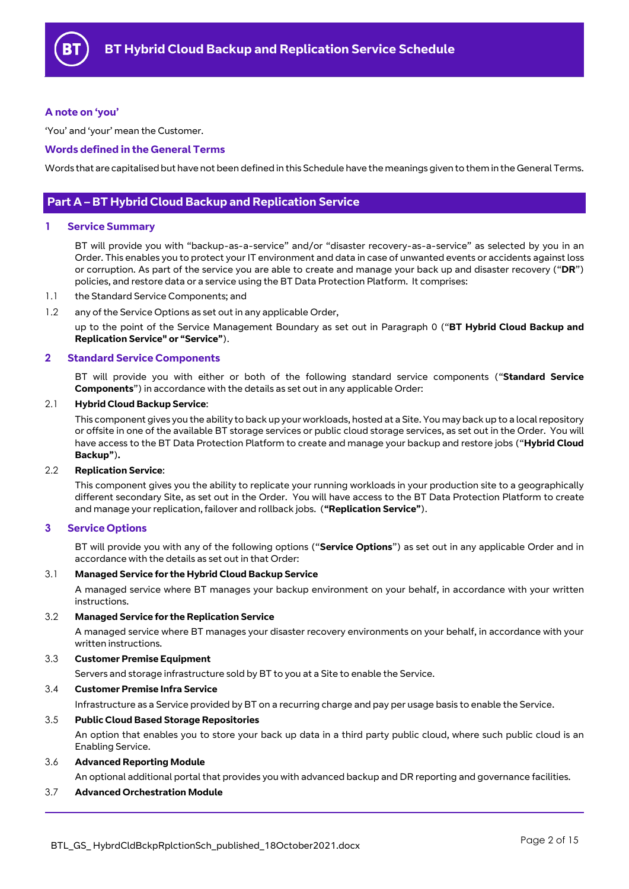### A note on 'you'

'You' and 'your' mean the Customer.

### Words defined in the General Terms

Words that are capitalised but have not been defined in this Schedule have the meanings given to them in the General Terms.

## Part A – BT Hybrid Cloud Backup and Replication Service

### 1 Service Summary

BT will provide you with "backup-as-a-service" and/or "disaster recovery-as-a-service" as selected by you in an Order. This enables you to protect your IT environment and data in case of unwanted events or accidents against loss or corruption. As part of the service you are able to create and manage your back up and disaster recovery ("**DR**") policies, and restore data or a service using the BT Data Protection Platform. It comprises:

1.1 the Standard Service Components; and

1.2 any of the Service Options as set out in any applicable Order,

up to the point of the Service Management Boundary as set out in Paragraph 0 ("**BT Hybrid Cloud Backup and Replication Service" or "Service"**).

### 2 Standard Service Components

BT will provide you with either or both of the following standard service components ("**Standard Service Components**") in accordance with the details as set out in any applicable Order:

2.1 **Hybrid Cloud Backup Service**:

This component gives you the ability to back up your workloads, hosted at a Site. You may back up to a local repository or offsite in one of the available BT storage services or public cloud storage services, as set out in the Order. You will have access to the BT Data Protection Platform to create and manage your backup and restore jobs ("**Hybrid Cloud Backup").**

2.2 **Replication Service**:

This component gives you the ability to replicate your running workloads in your production site to a geographically different secondary Site, as set out in the Order. You will have access to the BT Data Protection Platform to create and manage your replication, failover and rollback jobs. (**"Replication Service"**).

### 3 Service Options

BT will provide you with any of the following options ("**Service Options**") as set out in any applicable Order and in accordance with the details as set out in that Order:

3.1 **Managed Service for the Hybrid Cloud Backup Service**

A managed service where BT manages your backup environment on your behalf, in accordance with your written instructions.

3.2 **Managed Service for the Replication Service**

A managed service where BT manages your disaster recovery environments on your behalf, in accordance with your written instructions.

3.3 **Customer Premise Equipment**

Servers and storage infrastructure sold by BT to you at a Site to enable the Service.

3.4 **Customer Premise Infra Service**

Infrastructure as a Service provided by BT on a recurring charge and pay per usage basis to enable the Service.

3.5 **Public Cloud Based Storage Repositories**

An option that enables you to store your back up data in a third party public cloud, where such public cloud is an Enabling Service.

3.6 **Advanced Reporting Module**

An optional additional portal that provides you with advanced backup and DR reporting and governance facilities.

3.7 **Advanced Orchestration Module**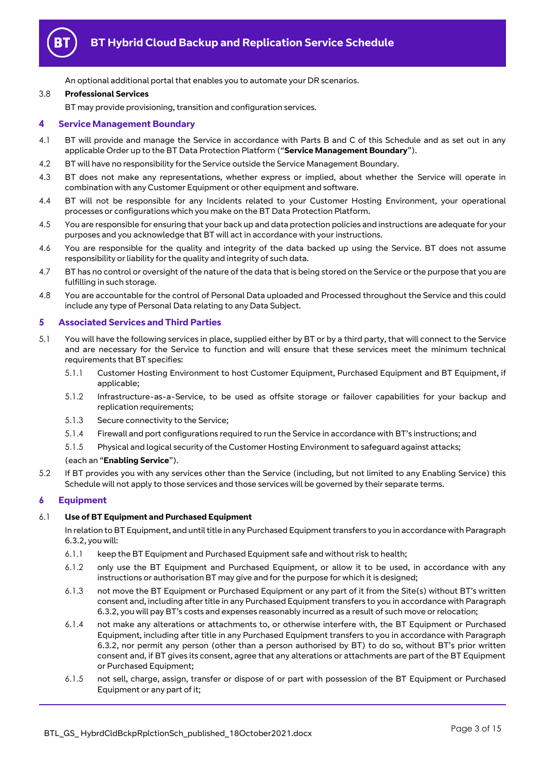An optional additional portal that enables you to automate your DR scenarios.

3.8 **Professional Services**

BT may provide provisioning, transition and configuration services.

## 4 Service Management Boundary

4.1 BT will provide and manage the Service in accordance with Parts B and C of this Schedule and as set out in any applicable Order up to the BT Data Protection Platform ("**Service Management Boundary**").

4.2 BT will have no responsibility for the Service outside the Service Management Boundary.

4.3 BT does not make any representations, whether express or implied, about whether the Service will operate in combination with any Customer Equipment or other equipment and software.

4.4 BT will not be responsible for any Incidents related to your Customer Hosting Environment, your operational processes or configurations which you make on the BT Data Protection Platform.

4.5 You are responsible for ensuring that your back up and data protection policies and instructions are adequate for your purposes and you acknowledge that BT will act in accordance with your instructions.

4.6 You are responsible for the quality and integrity of the data backed up using the Service. BT does not assume responsibility or liability for the quality and integrity of such data.

4.7 BT has no control or oversight of the nature of the data that is being stored on the Service or the purpose that you are fulfilling in such storage.

4.8 You are accountable for the control of Personal Data uploaded and Processed throughout the Service and this could include any type of Personal Data relating to any Data Subject.

## 5 Associated Services and Third Parties

5.1 You will have the following services in place, supplied either by BT or by a third party, that will connect to the Service and are necessary for the Service to function and will ensure that these services meet the minimum technical requirements that BT specifies:

5.1.1 Customer Hosting Environment to host Customer Equipment, Purchased Equipment and BT Equipment, if applicable;

5.1.2 Infrastructure-as-a-Service, to be used as offsite storage or failover capabilities for your backup and replication requirements;

5.1.3 Secure connectivity to the Service;

5.1.4 Firewall and port configurations required to run the Service in accordance with BT's instructions; and

5.1.5 Physical and logical security of the Customer Hosting Environment to safeguard against attacks;

(each an "**Enabling Service**").

5.2 If BT provides you with any services other than the Service (including, but not limited to any Enabling Service) this Schedule will not apply to those services and those services will be governed by their separate terms.

## 6 Equipment

6.1 **Use of BT Equipment and Purchased Equipment**

In relation to BT Equipment, and until title in any Purchased Equipment transfers to you in accordance with Paragraph 6.3.2, you will:

6.1.1 keep the BT Equipment and Purchased Equipment safe and without risk to health;

6.1.2 only use the BT Equipment and Purchased Equipment, or allow it to be used, in accordance with any instructions or authorisation BT may give and for the purpose for which it is designed;

6.1.3 not move the BT Equipment or Purchased Equipment or any part of it from the Site(s) without BT's written consent and, including after title in any Purchased Equipment transfers to you in accordance with Paragraph 6.3.2, you will pay BT's costs and expenses reasonably incurred as a result of such move or relocation;

6.1.4 not make any alterations or attachments to, or otherwise interfere with, the BT Equipment or Purchased Equipment, including after title in any Purchased Equipment transfers to you in accordance with Paragraph 6.3.2, nor permit any person (other than a person authorised by BT) to do so, without BT's prior written consent and, if BT gives its consent, agree that any alterations or attachments are part of the BT Equipment or Purchased Equipment;

6.1.5 not sell, charge, assign, transfer or dispose of or part with possession of the BT Equipment or Purchased Equipment or any part of it;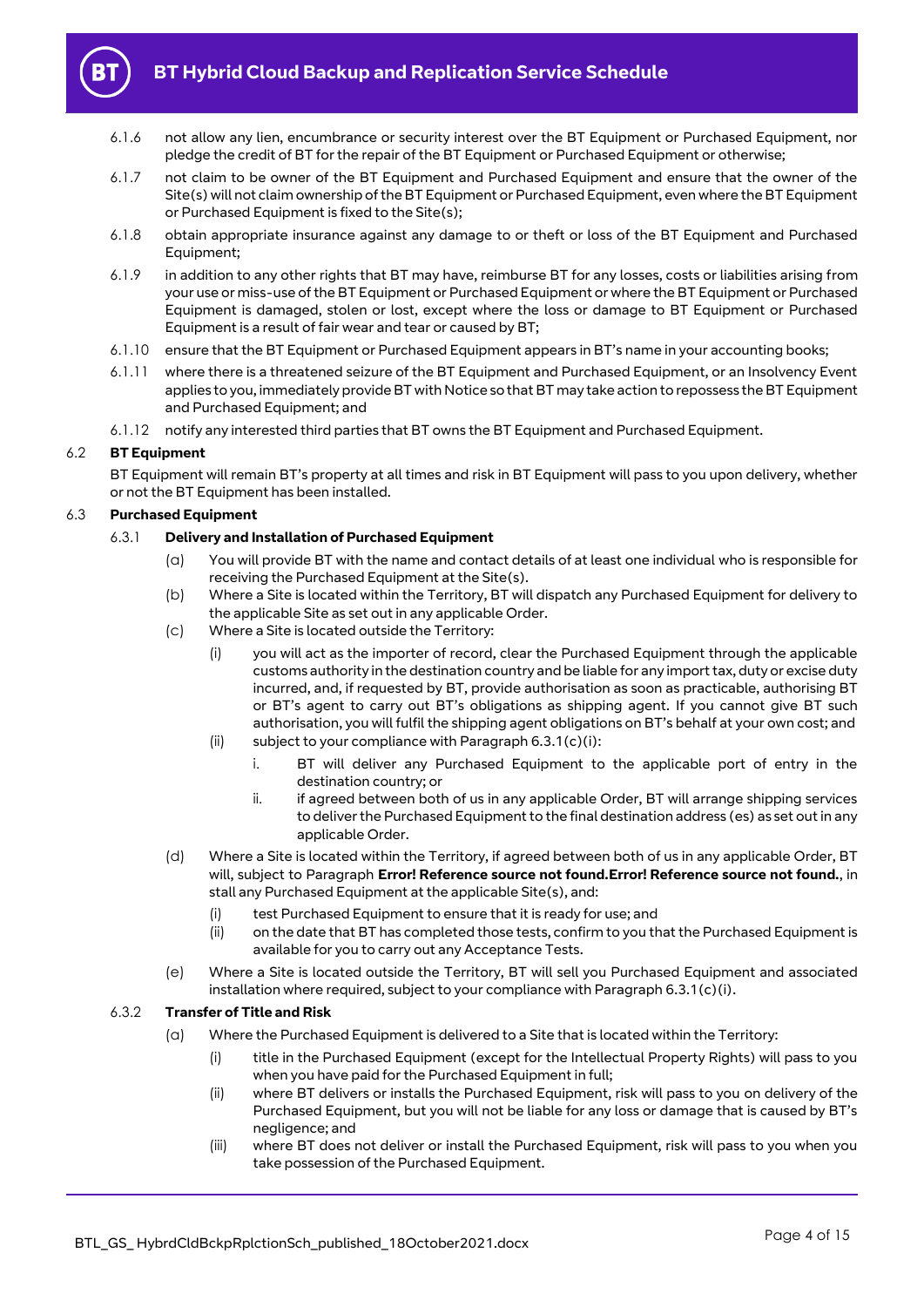6.1.6 not allow any lien, encumbrance or security interest over the BT Equipment or Purchased Equipment, nor pledge the credit of BT for the repair of the BT Equipment or Purchased Equipment or otherwise;

6.1.7 not claim to be owner of the BT Equipment and Purchased Equipment and ensure that the owner of the Site(s) will not claim ownership of the BT Equipment or Purchased Equipment, even where the BT Equipment or Purchased Equipment is fixed to the Site(s);

6.1.8 obtain appropriate insurance against any damage to or theft or loss of the BT Equipment and Purchased Equipment;

6.1.9 in addition to any other rights that BT may have, reimburse BT for any losses, costs or liabilities arising from your use or miss-use of the BT Equipment or Purchased Equipment or where the BT Equipment or Purchased Equipment is damaged, stolen or lost, except where the loss or damage to BT Equipment or Purchased Equipment is a result of fair wear and tear or caused by BT;

6.1.10 ensure that the BT Equipment or Purchased Equipment appears in BT's name in your accounting books;

6.1.11 where there is a threatened seizure of the BT Equipment and Purchased Equipment, or an Insolvency Event applies to you, immediately provide BT with Notice so that BT may take action to repossess the BT Equipment and Purchased Equipment; and

6.1.12 notify any interested third parties that BT owns the BT Equipment and Purchased Equipment.

6.2 **BT Equipment**

BT Equipment will remain BT's property at all times and risk in BT Equipment will pass to you upon delivery, whether or not the BT Equipment has been installed.

6.3 **Purchased Equipment**

6.3.1 **Delivery and Installation of Purchased Equipment**

(a) You will provide BT with the name and contact details of at least one individual who is responsible for receiving the Purchased Equipment at the Site(s).

(b) Where a Site is located within the Territory, BT will dispatch any Purchased Equipment for delivery to the applicable Site as set out in any applicable Order.

(c) Where a Site is located outside the Territory:

(i) you will act as the importer of record, clear the Purchased Equipment through the applicable customs authority in the destination country and be liable for any import tax, duty or excise duty incurred, and, if requested by BT, provide authorisation as soon as practicable, authorising BT or BT's agent to carry out BT's obligations as shipping agent. If you cannot give BT such authorisation, you will fulfil the shipping agent obligations on BT's behalf at your own cost; and

(ii) subject to your compliance with Paragraph 6.3.1(c)(i):

i. BT will deliver any Purchased Equipment to the applicable port of entry in the destination country; or

ii. if agreed between both of us in any applicable Order, BT will arrange shipping services to deliver the Purchased Equipment to the final destination address (es) as set out in any applicable Order.

(d) Where a Site is located within the Territory, if agreed between both of us in any applicable Order, BT will, subject to Paragraph **Error! Reference source not found.Error! Reference source not found.**, in stall any Purchased Equipment at the applicable Site(s), and:

(i) test Purchased Equipment to ensure that it is ready for use; and

(ii) on the date that BT has completed those tests, confirm to you that the Purchased Equipment is available for you to carry out any Acceptance Tests.

(e) Where a Site is located outside the Territory, BT will sell you Purchased Equipment and associated installation where required, subject to your compliance with Paragraph 6.3.1(c)(i).

6.3.2 **Transfer of Title and Risk**

(a) Where the Purchased Equipment is delivered to a Site that is located within the Territory:

(i) title in the Purchased Equipment (except for the Intellectual Property Rights) will pass to you when you have paid for the Purchased Equipment in full;

(ii) where BT delivers or installs the Purchased Equipment, risk will pass to you on delivery of the Purchased Equipment, but you will not be liable for any loss or damage that is caused by BT's negligence; and

(iii) where BT does not deliver or install the Purchased Equipment, risk will pass to you when you take possession of the Purchased Equipment.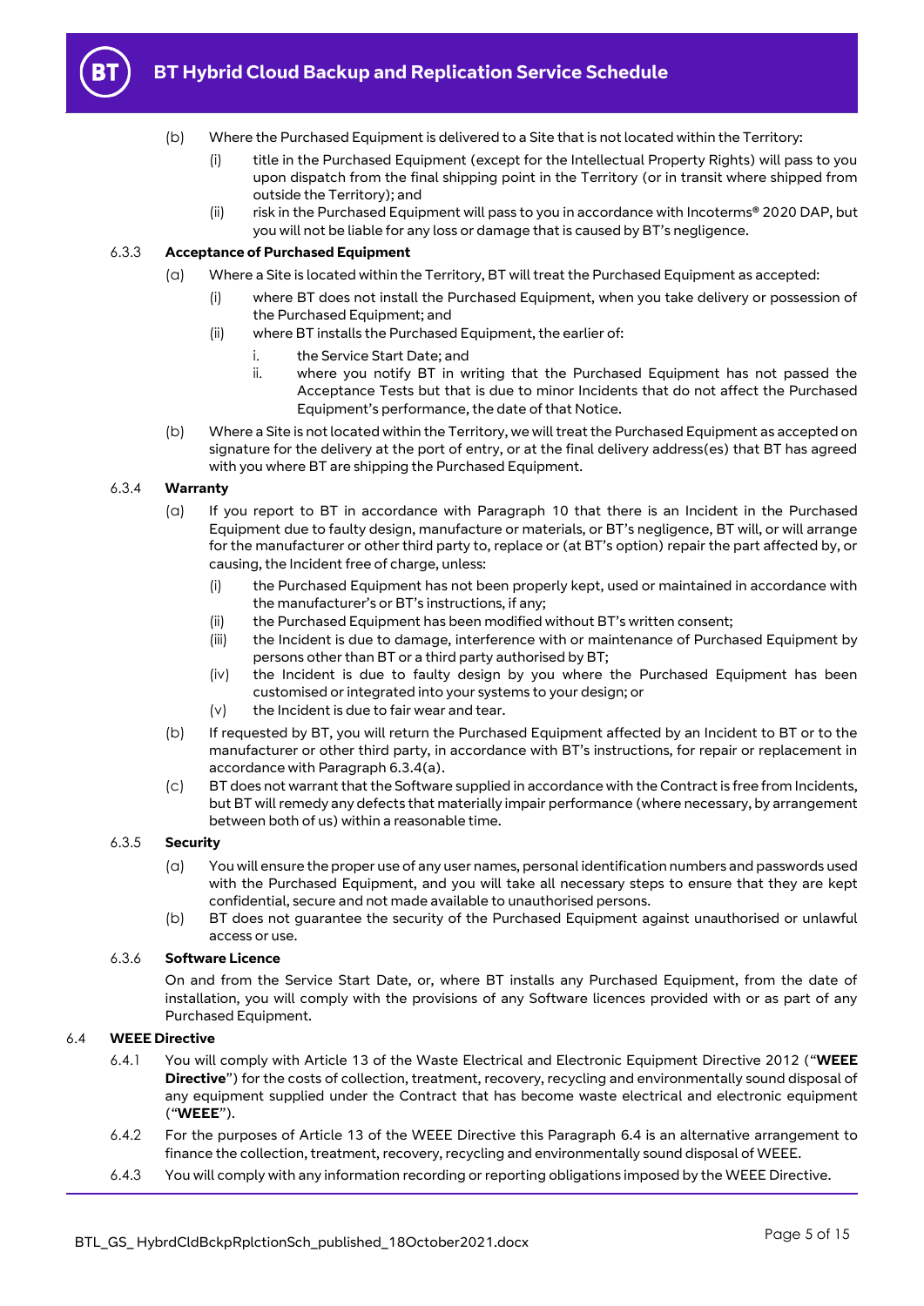(b) Where the Purchased Equipment is delivered to a Site that is not located within the Territory:

   (i) title in the Purchased Equipment (except for the Intellectual Property Rights) will pass to you upon dispatch from the final shipping point in the Territory (or in transit where shipped from outside the Territory); and

   (ii) risk in the Purchased Equipment will pass to you in accordance with Incoterms® 2020 DAP, but you will not be liable for any loss or damage that is caused by BT's negligence.

6.3.3 **Acceptance of Purchased Equipment**

(a) Where a Site is located within the Territory, BT will treat the Purchased Equipment as accepted:

   (i) where BT does not install the Purchased Equipment, when you take delivery or possession of the Purchased Equipment; and

   (ii) where BT installs the Purchased Equipment, the earlier of:

      i. the Service Start Date; and

      ii. where you notify BT in writing that the Purchased Equipment has not passed the Acceptance Tests but that is due to minor Incidents that do not affect the Purchased Equipment's performance, the date of that Notice.

(b) Where a Site is not located within the Territory, we will treat the Purchased Equipment as accepted on signature for the delivery at the port of entry, or at the final delivery address(es) that BT has agreed with you where BT are shipping the Purchased Equipment.

6.3.4 **Warranty**

(a) If you report to BT in accordance with Paragraph 10 that there is an Incident in the Purchased Equipment due to faulty design, manufacture or materials, or BT's negligence, BT will, or will arrange for the manufacturer or other third party to, replace or (at BT's option) repair the part affected by, or causing, the Incident free of charge, unless:

   (i) the Purchased Equipment has not been properly kept, used or maintained in accordance with the manufacturer's or BT's instructions, if any;

   (ii) the Purchased Equipment has been modified without BT's written consent;

   (iii) the Incident is due to damage, interference with or maintenance of Purchased Equipment by persons other than BT or a third party authorised by BT;

   (iv) the Incident is due to faulty design by you where the Purchased Equipment has been customised or integrated into your systems to your design; or

   (v) the Incident is due to fair wear and tear.

(b) If requested by BT, you will return the Purchased Equipment affected by an Incident to BT or to the manufacturer or other third party, in accordance with BT's instructions, for repair or replacement in accordance with Paragraph 6.3.4(a).

(c) BT does not warrant that the Software supplied in accordance with the Contract is free from Incidents, but BT will remedy any defects that materially impair performance (where necessary, by arrangement between both of us) within a reasonable time.

6.3.5 **Security**

(a) You will ensure the proper use of any user names, personal identification numbers and passwords used with the Purchased Equipment, and you will take all necessary steps to ensure that they are kept confidential, secure and not made available to unauthorised persons.

(b) BT does not guarantee the security of the Purchased Equipment against unauthorised or unlawful access or use.

6.3.6 **Software Licence**

On and from the Service Start Date, or, where BT installs any Purchased Equipment, from the date of installation, you will comply with the provisions of any Software licences provided with or as part of any Purchased Equipment.

6.4 **WEEE Directive**

6.4.1 You will comply with Article 13 of the Waste Electrical and Electronic Equipment Directive 2012 ("**WEEE Directive**") for the costs of collection, treatment, recovery, recycling and environmentally sound disposal of any equipment supplied under the Contract that has become waste electrical and electronic equipment ("**WEEE**").

6.4.2 For the purposes of Article 13 of the WEEE Directive this Paragraph 6.4 is an alternative arrangement to finance the collection, treatment, recovery, recycling and environmentally sound disposal of WEEE.

6.4.3 You will comply with any information recording or reporting obligations imposed by the WEEE Directive.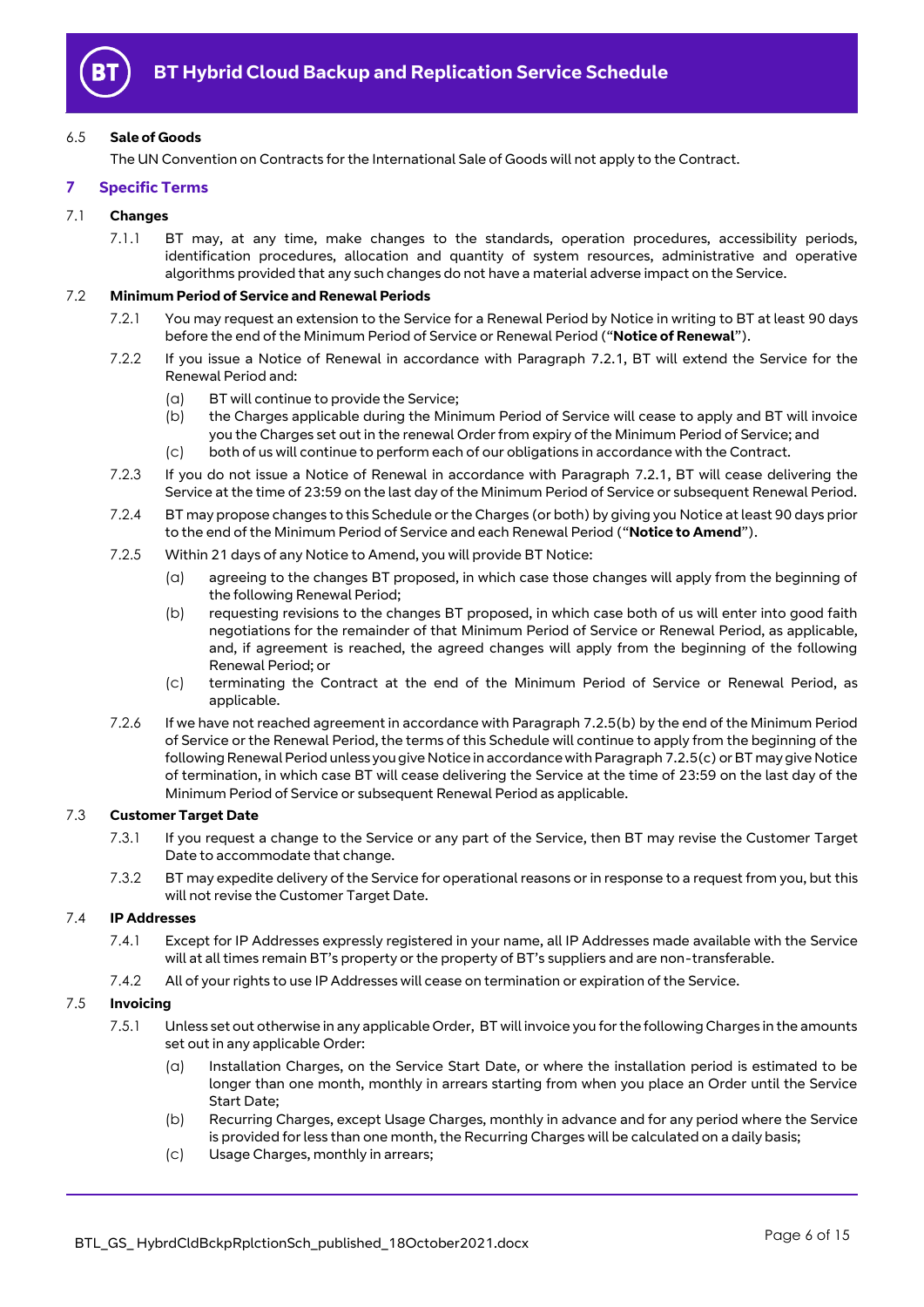6.5 **Sale of Goods**

The UN Convention on Contracts for the International Sale of Goods will not apply to the Contract.

## 7 Specific Terms

7.1 **Changes**

7.1.1 BT may, at any time, make changes to the standards, operation procedures, accessibility periods, identification procedures, allocation and quantity of system resources, administrative and operative algorithms provided that any such changes do not have a material adverse impact on the Service.

7.2 **Minimum Period of Service and Renewal Periods**

7.2.1 You may request an extension to the Service for a Renewal Period by Notice in writing to BT at least 90 days before the end of the Minimum Period of Service or Renewal Period ("**Notice of Renewal**").

7.2.2 If you issue a Notice of Renewal in accordance with Paragraph 7.2.1, BT will extend the Service for the Renewal Period and:

(a) BT will continue to provide the Service;

(b) the Charges applicable during the Minimum Period of Service will cease to apply and BT will invoice you the Charges set out in the renewal Order from expiry of the Minimum Period of Service; and

(c) both of us will continue to perform each of our obligations in accordance with the Contract.

7.2.3 If you do not issue a Notice of Renewal in accordance with Paragraph 7.2.1, BT will cease delivering the Service at the time of 23:59 on the last day of the Minimum Period of Service or subsequent Renewal Period.

7.2.4 BT may propose changes to this Schedule or the Charges (or both) by giving you Notice at least 90 days prior to the end of the Minimum Period of Service and each Renewal Period ("**Notice to Amend**").

7.2.5 Within 21 days of any Notice to Amend, you will provide BT Notice:

(a) agreeing to the changes BT proposed, in which case those changes will apply from the beginning of the following Renewal Period;

(b) requesting revisions to the changes BT proposed, in which case both of us will enter into good faith negotiations for the remainder of that Minimum Period of Service or Renewal Period, as applicable, and, if agreement is reached, the agreed changes will apply from the beginning of the following Renewal Period; or

(c) terminating the Contract at the end of the Minimum Period of Service or Renewal Period, as applicable.

7.2.6 If we have not reached agreement in accordance with Paragraph 7.2.5(b) by the end of the Minimum Period of Service or the Renewal Period, the terms of this Schedule will continue to apply from the beginning of the following Renewal Period unless you give Notice in accordance with Paragraph 7.2.5(c) or BT may give Notice of termination, in which case BT will cease delivering the Service at the time of 23:59 on the last day of the Minimum Period of Service or subsequent Renewal Period as applicable.

7.3 **Customer Target Date**

7.3.1 If you request a change to the Service or any part of the Service, then BT may revise the Customer Target Date to accommodate that change.

7.3.2 BT may expedite delivery of the Service for operational reasons or in response to a request from you, but this will not revise the Customer Target Date.

7.4 **IP Addresses**

7.4.1 Except for IP Addresses expressly registered in your name, all IP Addresses made available with the Service will at all times remain BT's property or the property of BT's suppliers and are non-transferable.

7.4.2 All of your rights to use IP Addresses will cease on termination or expiration of the Service.

7.5 **Invoicing**

7.5.1 Unless set out otherwise in any applicable Order, BT will invoice you for the following Charges in the amounts set out in any applicable Order:

(a) Installation Charges, on the Service Start Date, or where the installation period is estimated to be longer than one month, monthly in arrears starting from when you place an Order until the Service Start Date;

(b) Recurring Charges, except Usage Charges, monthly in advance and for any period where the Service is provided for less than one month, the Recurring Charges will be calculated on a daily basis;

(c) Usage Charges, monthly in arrears;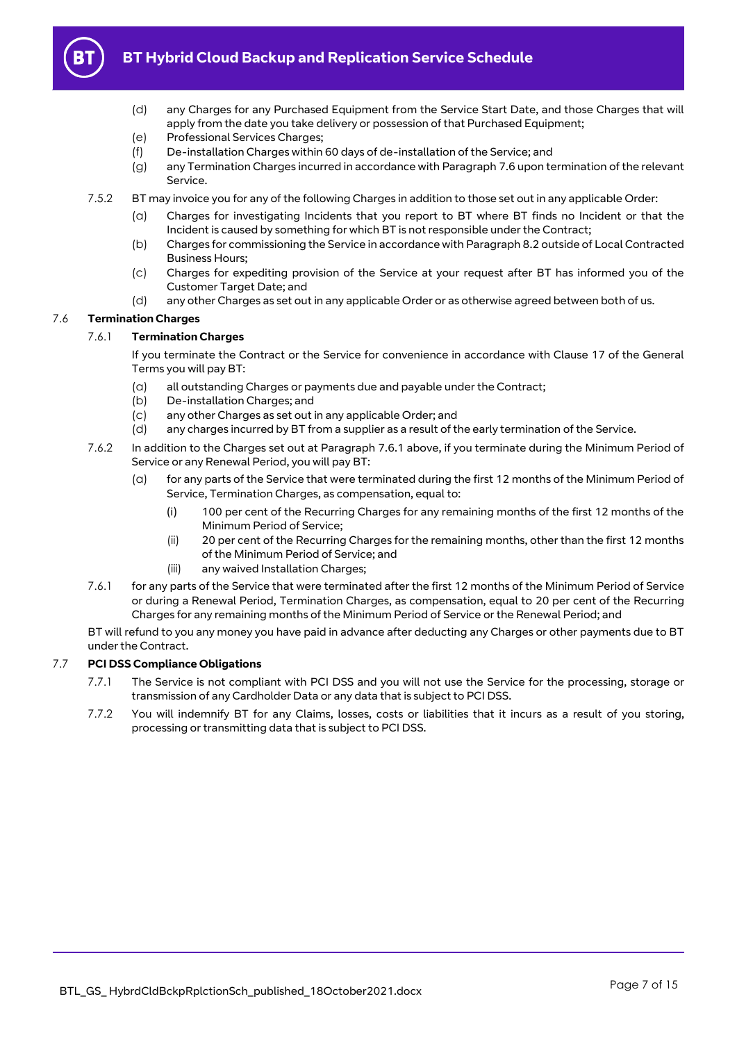(d) any Charges for any Purchased Equipment from the Service Start Date, and those Charges that will apply from the date you take delivery or possession of that Purchased Equipment;

(e) Professional Services Charges;

(f) De-installation Charges within 60 days of de-installation of the Service; and

(g) any Termination Charges incurred in accordance with Paragraph 7.6 upon termination of the relevant Service.

7.5.2 BT may invoice you for any of the following Charges in addition to those set out in any applicable Order:

(a) Charges for investigating Incidents that you report to BT where BT finds no Incident or that the Incident is caused by something for which BT is not responsible under the Contract;

(b) Charges for commissioning the Service in accordance with Paragraph 8.2 outside of Local Contracted Business Hours;

(c) Charges for expediting provision of the Service at your request after BT has informed you of the Customer Target Date; and

(d) any other Charges as set out in any applicable Order or as otherwise agreed between both of us.

## 7.6 Termination Charges

### 7.6.1 Termination Charges

If you terminate the Contract or the Service for convenience in accordance with Clause 17 of the General Terms you will pay BT:

(a) all outstanding Charges or payments due and payable under the Contract;

(b) De-installation Charges; and

(c) any other Charges as set out in any applicable Order; and

(d) any charges incurred by BT from a supplier as a result of the early termination of the Service.

7.6.2 In addition to the Charges set out at Paragraph 7.6.1 above, if you terminate during the Minimum Period of Service or any Renewal Period, you will pay BT:

(a) for any parts of the Service that were terminated during the first 12 months of the Minimum Period of Service, Termination Charges, as compensation, equal to:

(i) 100 per cent of the Recurring Charges for any remaining months of the first 12 months of the Minimum Period of Service;

(ii) 20 per cent of the Recurring Charges for the remaining months, other than the first 12 months of the Minimum Period of Service; and

(iii) any waived Installation Charges;

7.6.1 for any parts of the Service that were terminated after the first 12 months of the Minimum Period of Service or during a Renewal Period, Termination Charges, as compensation, equal to 20 per cent of the Recurring Charges for any remaining months of the Minimum Period of Service or the Renewal Period; and

BT will refund to you any money you have paid in advance after deducting any Charges or other payments due to BT under the Contract.

## 7.7 PCI DSS Compliance Obligations

7.7.1 The Service is not compliant with PCI DSS and you will not use the Service for the processing, storage or transmission of any Cardholder Data or any data that is subject to PCI DSS.

7.7.2 You will indemnify BT for any Claims, losses, costs or liabilities that it incurs as a result of you storing, processing or transmitting data that is subject to PCI DSS.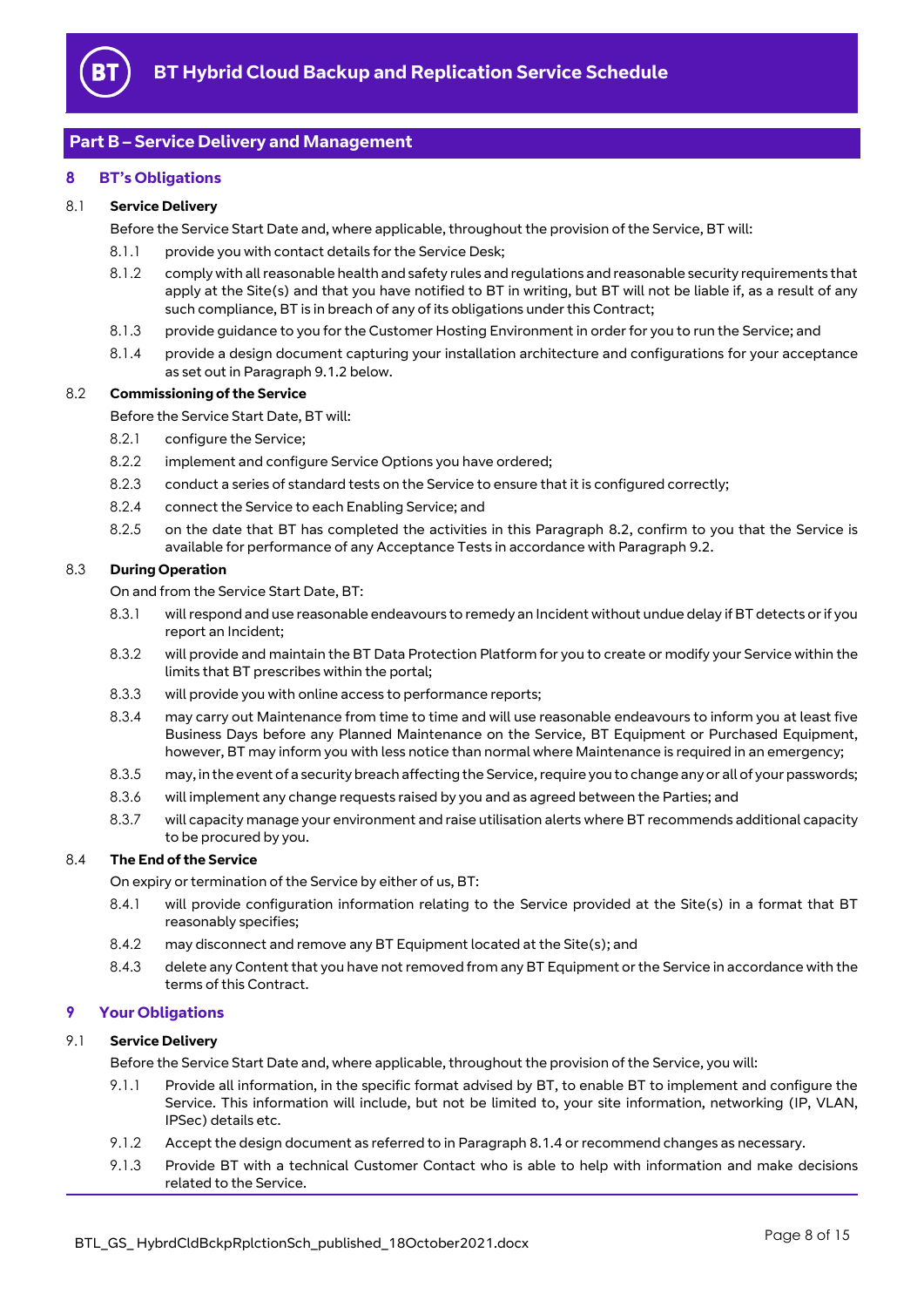## Part B – Service Delivery and Management

### 8 BT's Obligations

8.1 **Service Delivery**

Before the Service Start Date and, where applicable, throughout the provision of the Service, BT will:

8.1.1 provide you with contact details for the Service Desk;

8.1.2 comply with all reasonable health and safety rules and regulations and reasonable security requirements that apply at the Site(s) and that you have notified to BT in writing, but BT will not be liable if, as a result of any such compliance, BT is in breach of any of its obligations under this Contract;

8.1.3 provide guidance to you for the Customer Hosting Environment in order for you to run the Service; and

8.1.4 provide a design document capturing your installation architecture and configurations for your acceptance as set out in Paragraph 9.1.2 below.

8.2 **Commissioning of the Service**

Before the Service Start Date, BT will:

8.2.1 configure the Service;

8.2.2 implement and configure Service Options you have ordered;

8.2.3 conduct a series of standard tests on the Service to ensure that it is configured correctly;

8.2.4 connect the Service to each Enabling Service; and

8.2.5 on the date that BT has completed the activities in this Paragraph 8.2, confirm to you that the Service is available for performance of any Acceptance Tests in accordance with Paragraph 9.2.

8.3 **During Operation**

On and from the Service Start Date, BT:

8.3.1 will respond and use reasonable endeavours to remedy an Incident without undue delay if BT detects or if you report an Incident;

8.3.2 will provide and maintain the BT Data Protection Platform for you to create or modify your Service within the limits that BT prescribes within the portal;

8.3.3 will provide you with online access to performance reports;

8.3.4 may carry out Maintenance from time to time and will use reasonable endeavours to inform you at least five Business Days before any Planned Maintenance on the Service, BT Equipment or Purchased Equipment, however, BT may inform you with less notice than normal where Maintenance is required in an emergency;

8.3.5 may, in the event of a security breach affecting the Service, require you to change any or all of your passwords;

8.3.6 will implement any change requests raised by you and as agreed between the Parties; and

8.3.7 will capacity manage your environment and raise utilisation alerts where BT recommends additional capacity to be procured by you.

8.4 **The End of the Service**

On expiry or termination of the Service by either of us, BT:

8.4.1 will provide configuration information relating to the Service provided at the Site(s) in a format that BT reasonably specifies;

8.4.2 may disconnect and remove any BT Equipment located at the Site(s); and

8.4.3 delete any Content that you have not removed from any BT Equipment or the Service in accordance with the terms of this Contract.

### 9 Your Obligations

9.1 **Service Delivery**

Before the Service Start Date and, where applicable, throughout the provision of the Service, you will:

9.1.1 Provide all information, in the specific format advised by BT, to enable BT to implement and configure the Service. This information will include, but not be limited to, your site information, networking (IP, VLAN, IPSec) details etc.

9.1.2 Accept the design document as referred to in Paragraph 8.1.4 or recommend changes as necessary.

9.1.3 Provide BT with a technical Customer Contact who is able to help with information and make decisions related to the Service.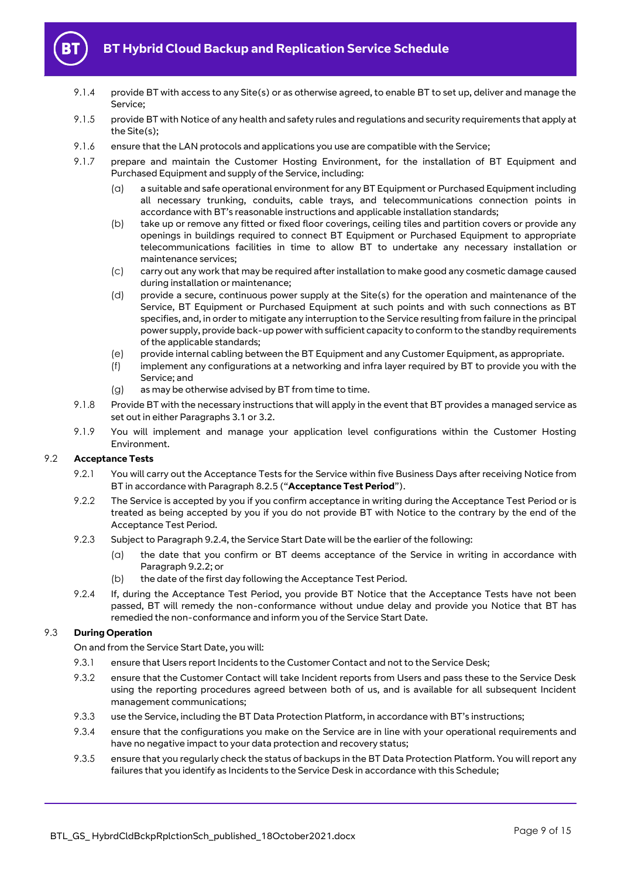9.1.4 provide BT with access to any Site(s) or as otherwise agreed, to enable BT to set up, deliver and manage the Service;

9.1.5 provide BT with Notice of any health and safety rules and regulations and security requirements that apply at the Site(s);

9.1.6 ensure that the LAN protocols and applications you use are compatible with the Service;

9.1.7 prepare and maintain the Customer Hosting Environment, for the installation of BT Equipment and Purchased Equipment and supply of the Service, including:

(a) a suitable and safe operational environment for any BT Equipment or Purchased Equipment including all necessary trunking, conduits, cable trays, and telecommunications connection points in accordance with BT's reasonable instructions and applicable installation standards;

(b) take up or remove any fitted or fixed floor coverings, ceiling tiles and partition covers or provide any openings in buildings required to connect BT Equipment or Purchased Equipment to appropriate telecommunications facilities in time to allow BT to undertake any necessary installation or maintenance services;

(c) carry out any work that may be required after installation to make good any cosmetic damage caused during installation or maintenance;

(d) provide a secure, continuous power supply at the Site(s) for the operation and maintenance of the Service, BT Equipment or Purchased Equipment at such points and with such connections as BT specifies, and, in order to mitigate any interruption to the Service resulting from failure in the principal power supply, provide back-up power with sufficient capacity to conform to the standby requirements of the applicable standards;

(e) provide internal cabling between the BT Equipment and any Customer Equipment, as appropriate.

(f) implement any configurations at a networking and infra layer required by BT to provide you with the Service; and

(g) as may be otherwise advised by BT from time to time.

9.1.8 Provide BT with the necessary instructions that will apply in the event that BT provides a managed service as set out in either Paragraphs 3.1 or 3.2.

9.1.9 You will implement and manage your application level configurations within the Customer Hosting Environment.

## 9.2 Acceptance Tests

9.2.1 You will carry out the Acceptance Tests for the Service within five Business Days after receiving Notice from BT in accordance with Paragraph 8.2.5 ("**Acceptance Test Period**").

9.2.2 The Service is accepted by you if you confirm acceptance in writing during the Acceptance Test Period or is treated as being accepted by you if you do not provide BT with Notice to the contrary by the end of the Acceptance Test Period.

9.2.3 Subject to Paragraph 9.2.4, the Service Start Date will be the earlier of the following:

(a) the date that you confirm or BT deems acceptance of the Service in writing in accordance with Paragraph 9.2.2; or

(b) the date of the first day following the Acceptance Test Period.

9.2.4 If, during the Acceptance Test Period, you provide BT Notice that the Acceptance Tests have not been passed, BT will remedy the non-conformance without undue delay and provide you Notice that BT has remedied the non-conformance and inform you of the Service Start Date.

## 9.3 During Operation

On and from the Service Start Date, you will:

9.3.1 ensure that Users report Incidents to the Customer Contact and not to the Service Desk;

9.3.2 ensure that the Customer Contact will take Incident reports from Users and pass these to the Service Desk using the reporting procedures agreed between both of us, and is available for all subsequent Incident management communications;

9.3.3 use the Service, including the BT Data Protection Platform, in accordance with BT's instructions;

9.3.4 ensure that the configurations you make on the Service are in line with your operational requirements and have no negative impact to your data protection and recovery status;

9.3.5 ensure that you regularly check the status of backups in the BT Data Protection Platform. You will report any failures that you identify as Incidents to the Service Desk in accordance with this Schedule;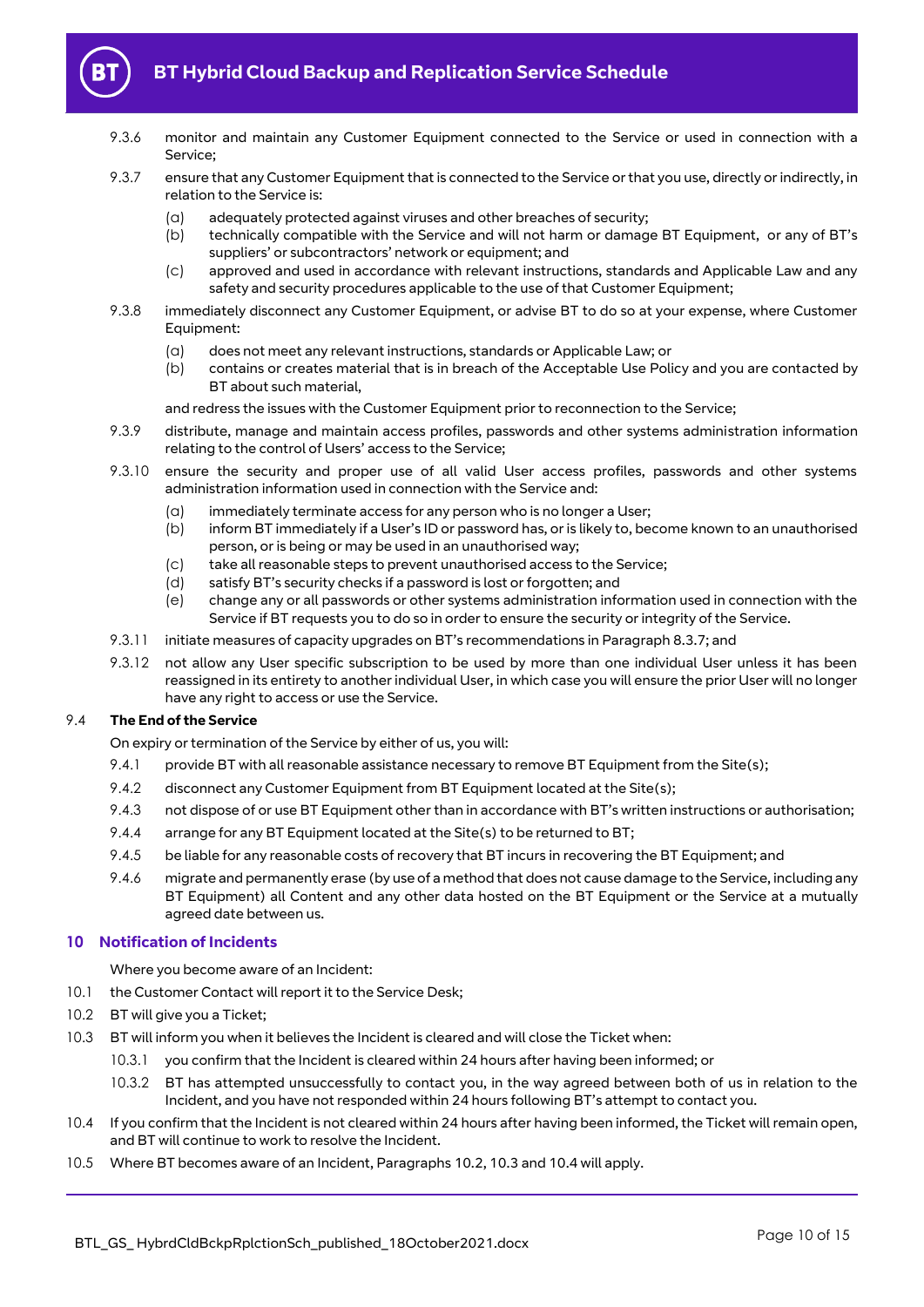9.3.6 monitor and maintain any Customer Equipment connected to the Service or used in connection with a Service;

9.3.7 ensure that any Customer Equipment that is connected to the Service or that you use, directly or indirectly, in relation to the Service is:

(a) adequately protected against viruses and other breaches of security;
(b) technically compatible with the Service and will not harm or damage BT Equipment, or any of BT's suppliers' or subcontractors' network or equipment; and
(c) approved and used in accordance with relevant instructions, standards and Applicable Law and any safety and security procedures applicable to the use of that Customer Equipment;

9.3.8 immediately disconnect any Customer Equipment, or advise BT to do so at your expense, where Customer Equipment:

(a) does not meet any relevant instructions, standards or Applicable Law; or
(b) contains or creates material that is in breach of the Acceptable Use Policy and you are contacted by BT about such material,

and redress the issues with the Customer Equipment prior to reconnection to the Service;

9.3.9 distribute, manage and maintain access profiles, passwords and other systems administration information relating to the control of Users' access to the Service;

9.3.10 ensure the security and proper use of all valid User access profiles, passwords and other systems administration information used in connection with the Service and:

(a) immediately terminate access for any person who is no longer a User;
(b) inform BT immediately if a User's ID or password has, or is likely to, become known to an unauthorised person, or is being or may be used in an unauthorised way;
(c) take all reasonable steps to prevent unauthorised access to the Service;
(d) satisfy BT's security checks if a password is lost or forgotten; and
(e) change any or all passwords or other systems administration information used in connection with the Service if BT requests you to do so in order to ensure the security or integrity of the Service.

9.3.11 initiate measures of capacity upgrades on BT's recommendations in Paragraph 8.3.7; and

9.3.12 not allow any User specific subscription to be used by more than one individual User unless it has been reassigned in its entirety to another individual User, in which case you will ensure the prior User will no longer have any right to access or use the Service.

### 9.4 The End of the Service

On expiry or termination of the Service by either of us, you will:

9.4.1 provide BT with all reasonable assistance necessary to remove BT Equipment from the Site(s);

9.4.2 disconnect any Customer Equipment from BT Equipment located at the Site(s);

9.4.3 not dispose of or use BT Equipment other than in accordance with BT's written instructions or authorisation;

9.4.4 arrange for any BT Equipment located at the Site(s) to be returned to BT;

9.4.5 be liable for any reasonable costs of recovery that BT incurs in recovering the BT Equipment; and

9.4.6 migrate and permanently erase (by use of a method that does not cause damage to the Service, including any BT Equipment) all Content and any other data hosted on the BT Equipment or the Service at a mutually agreed date between us.

## 10 Notification of Incidents

Where you become aware of an Incident:

10.1 the Customer Contact will report it to the Service Desk;

10.2 BT will give you a Ticket;

10.3 BT will inform you when it believes the Incident is cleared and will close the Ticket when:

10.3.1 you confirm that the Incident is cleared within 24 hours after having been informed; or

10.3.2 BT has attempted unsuccessfully to contact you, in the way agreed between both of us in relation to the Incident, and you have not responded within 24 hours following BT's attempt to contact you.

10.4 If you confirm that the Incident is not cleared within 24 hours after having been informed, the Ticket will remain open, and BT will continue to work to resolve the Incident.

10.5 Where BT becomes aware of an Incident, Paragraphs 10.2, 10.3 and 10.4 will apply.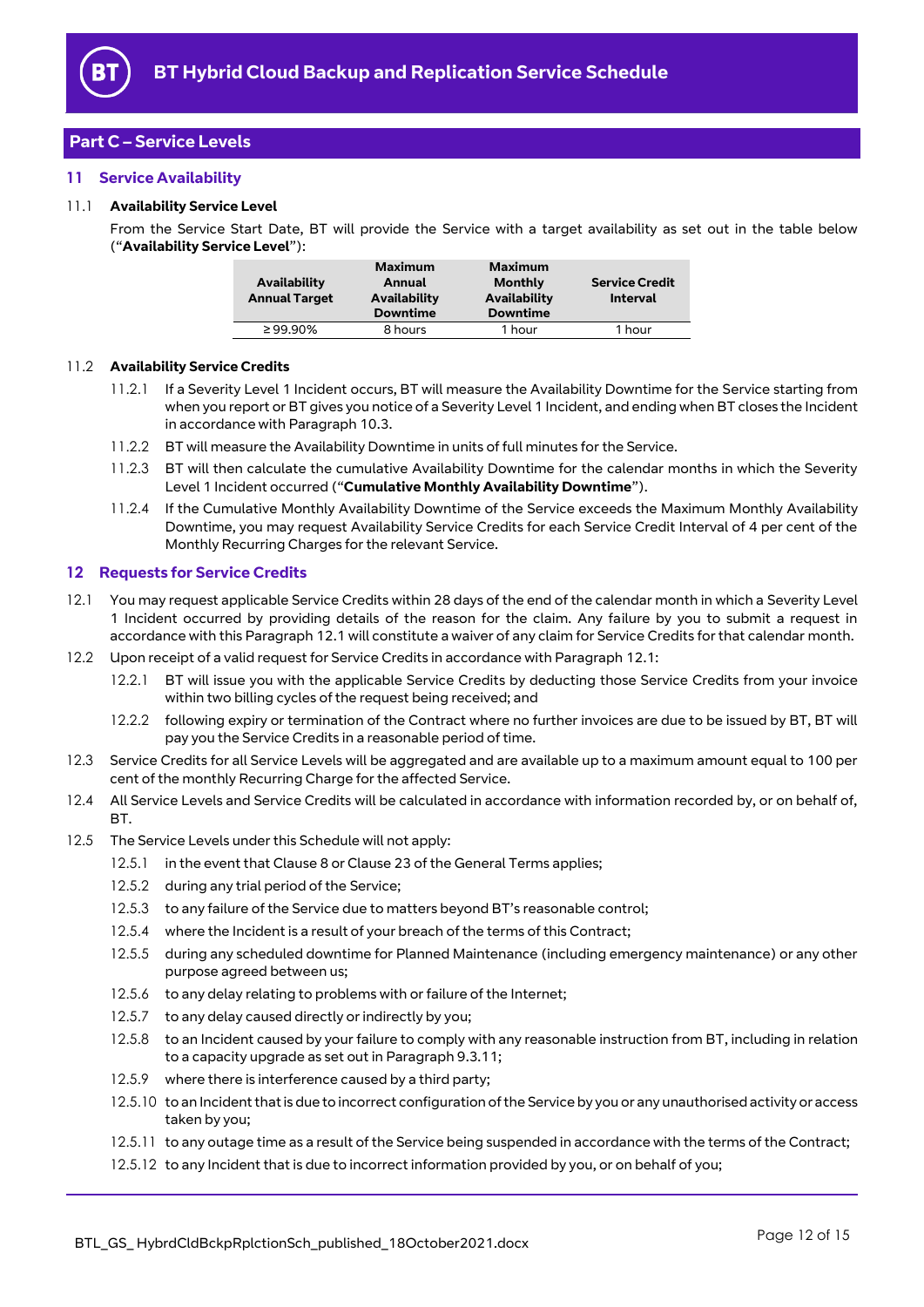## Part C – Service Levels

### 11 Service Availability

11.1 **Availability Service Level**

From the Service Start Date, BT will provide the Service with a target availability as set out in the table below ("**Availability Service Level**"):

| Availability Annual Target | Maximum Annual Availability Downtime | Maximum Monthly Availability Downtime | Service Credit Interval |
|---|---|---|---|
| ≥ 99.90% | 8 hours | 1 hour | 1 hour |

11.2 **Availability Service Credits**

11.2.1 If a Severity Level 1 Incident occurs, BT will measure the Availability Downtime for the Service starting from when you report or BT gives you notice of a Severity Level 1 Incident, and ending when BT closes the Incident in accordance with Paragraph 10.3.

11.2.2 BT will measure the Availability Downtime in units of full minutes for the Service.

11.2.3 BT will then calculate the cumulative Availability Downtime for the calendar months in which the Severity Level 1 Incident occurred ("**Cumulative Monthly Availability Downtime**").

11.2.4 If the Cumulative Monthly Availability Downtime of the Service exceeds the Maximum Monthly Availability Downtime, you may request Availability Service Credits for each Service Credit Interval of 4 per cent of the Monthly Recurring Charges for the relevant Service.

### 12 Requests for Service Credits

12.1 You may request applicable Service Credits within 28 days of the end of the calendar month in which a Severity Level 1 Incident occurred by providing details of the reason for the claim. Any failure by you to submit a request in accordance with this Paragraph 12.1 will constitute a waiver of any claim for Service Credits for that calendar month.

12.2 Upon receipt of a valid request for Service Credits in accordance with Paragraph 12.1:

12.2.1 BT will issue you with the applicable Service Credits by deducting those Service Credits from your invoice within two billing cycles of the request being received; and

12.2.2 following expiry or termination of the Contract where no further invoices are due to be issued by BT, BT will pay you the Service Credits in a reasonable period of time.

12.3 Service Credits for all Service Levels will be aggregated and are available up to a maximum amount equal to 100 per cent of the monthly Recurring Charge for the affected Service.

12.4 All Service Levels and Service Credits will be calculated in accordance with information recorded by, or on behalf of, BT.

12.5 The Service Levels under this Schedule will not apply:

12.5.1 in the event that Clause 8 or Clause 23 of the General Terms applies;

12.5.2 during any trial period of the Service;

12.5.3 to any failure of the Service due to matters beyond BT's reasonable control;

12.5.4 where the Incident is a result of your breach of the terms of this Contract;

12.5.5 during any scheduled downtime for Planned Maintenance (including emergency maintenance) or any other purpose agreed between us;

12.5.6 to any delay relating to problems with or failure of the Internet;

12.5.7 to any delay caused directly or indirectly by you;

12.5.8 to an Incident caused by your failure to comply with any reasonable instruction from BT, including in relation to a capacity upgrade as set out in Paragraph 9.3.11;

12.5.9 where there is interference caused by a third party;

12.5.10 to an Incident that is due to incorrect configuration of the Service by you or any unauthorised activity or access taken by you;

12.5.11 to any outage time as a result of the Service being suspended in accordance with the terms of the Contract;

12.5.12 to any Incident that is due to incorrect information provided by you, or on behalf of you;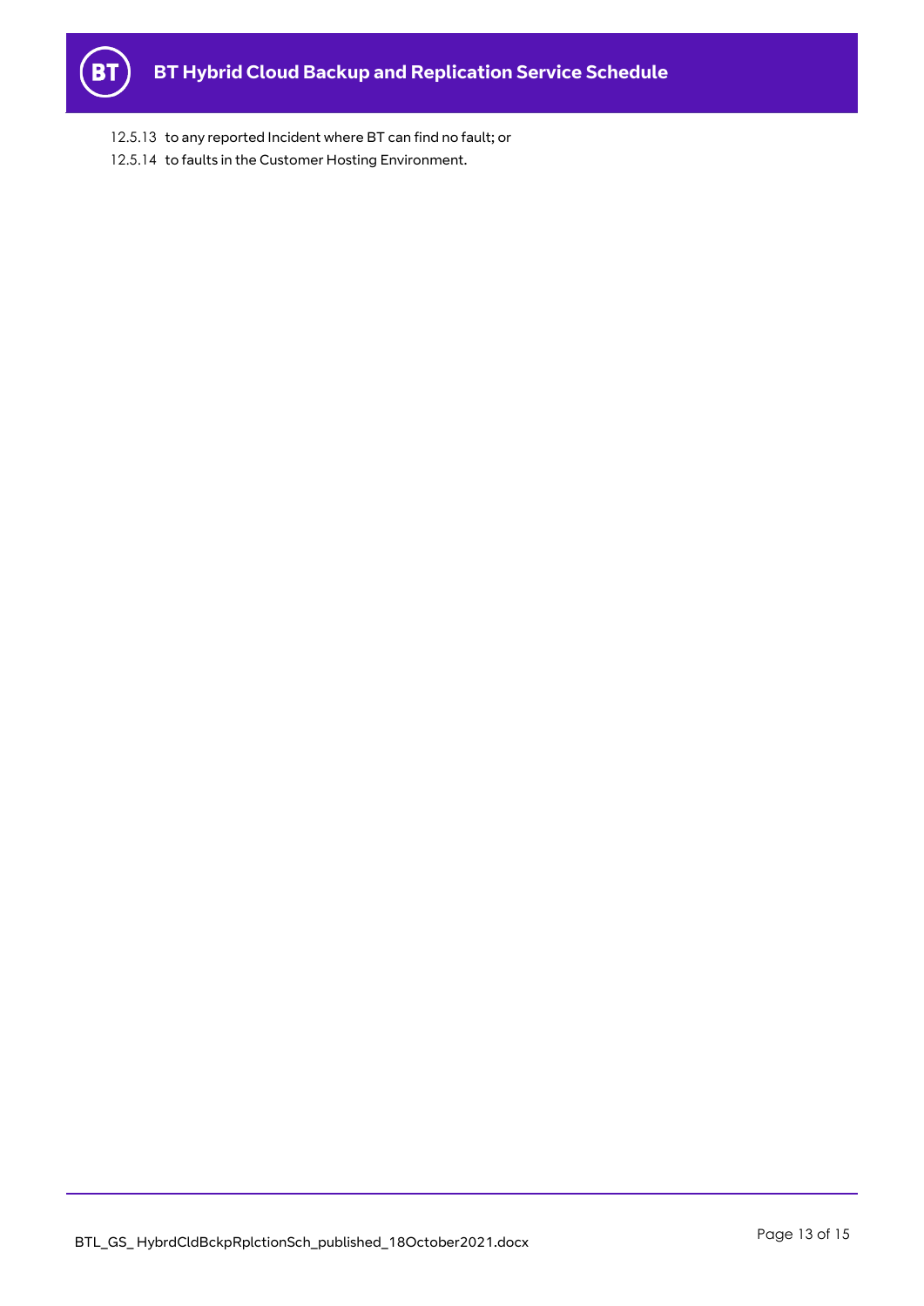12.5.13 to any reported Incident where BT can find no fault; or

12.5.14 to faults in the Customer Hosting Environment.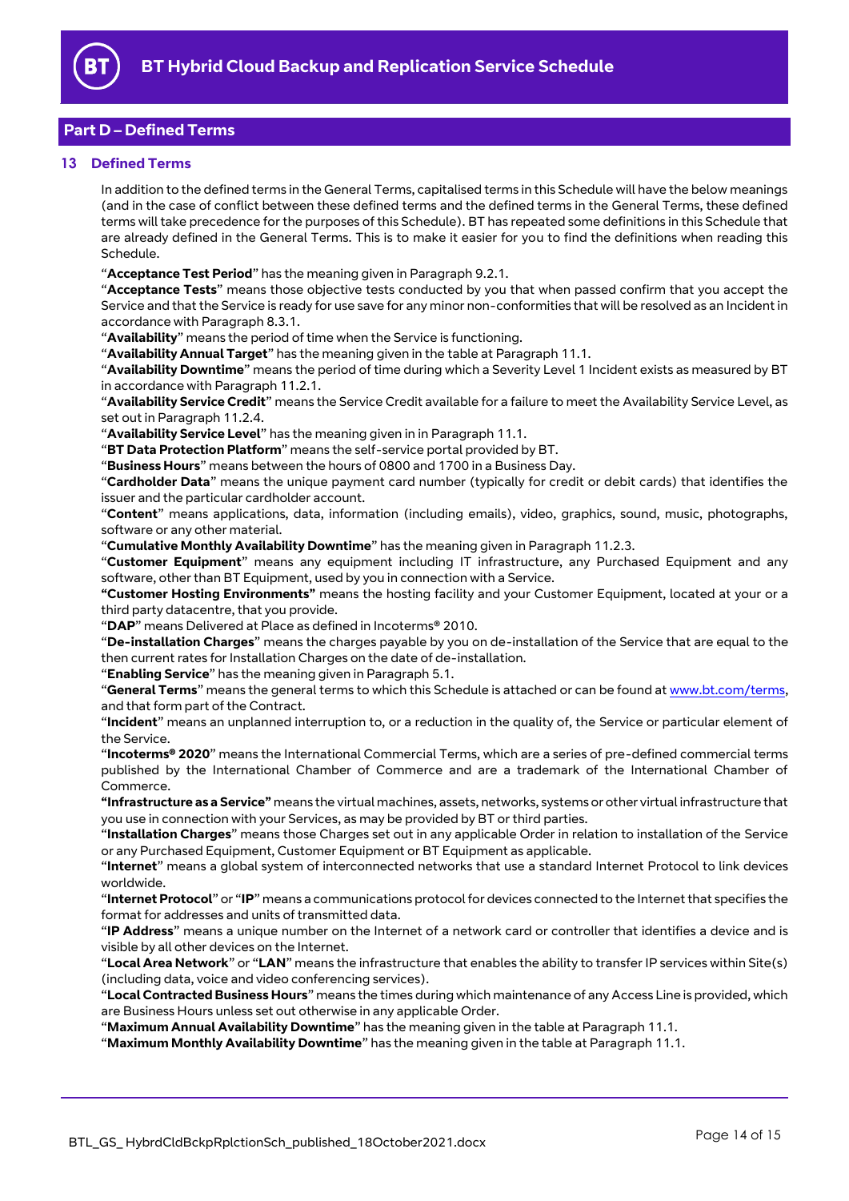## Part D – Defined Terms

### 13 Defined Terms

In addition to the defined terms in the General Terms, capitalised terms in this Schedule will have the below meanings (and in the case of conflict between these defined terms and the defined terms in the General Terms, these defined terms will take precedence for the purposes of this Schedule). BT has repeated some definitions in this Schedule that are already defined in the General Terms. This is to make it easier for you to find the definitions when reading this Schedule.

"**Acceptance Test Period**" has the meaning given in Paragraph 9.2.1.

"**Acceptance Tests**" means those objective tests conducted by you that when passed confirm that you accept the Service and that the Service is ready for use save for any minor non-conformities that will be resolved as an Incident in accordance with Paragraph 8.3.1.

"**Availability**" means the period of time when the Service is functioning.

"**Availability Annual Target**" has the meaning given in the table at Paragraph 11.1.

"**Availability Downtime**" means the period of time during which a Severity Level 1 Incident exists as measured by BT in accordance with Paragraph 11.2.1.

"**Availability Service Credit**" means the Service Credit available for a failure to meet the Availability Service Level, as set out in Paragraph 11.2.4.

"**Availability Service Level**" has the meaning given in in Paragraph 11.1.

"**BT Data Protection Platform**" means the self-service portal provided by BT.

"**Business Hours**" means between the hours of 0800 and 1700 in a Business Day.

"**Cardholder Data**" means the unique payment card number (typically for credit or debit cards) that identifies the issuer and the particular cardholder account.

"**Content**" means applications, data, information (including emails), video, graphics, sound, music, photographs, software or any other material.

"**Cumulative Monthly Availability Downtime**" has the meaning given in Paragraph 11.2.3.

"**Customer Equipment**" means any equipment including IT infrastructure, any Purchased Equipment and any software, other than BT Equipment, used by you in connection with a Service.

**"Customer Hosting Environments"** means the hosting facility and your Customer Equipment, located at your or a third party datacentre, that you provide.

"**DAP**" means Delivered at Place as defined in Incoterms® 2010.

"**De-installation Charges**" means the charges payable by you on de-installation of the Service that are equal to the then current rates for Installation Charges on the date of de-installation.

"**Enabling Service**" has the meaning given in Paragraph 5.1.

"**General Terms**" means the general terms to which this Schedule is attached or can be found at www.bt.com/terms, and that form part of the Contract.

"**Incident**" means an unplanned interruption to, or a reduction in the quality of, the Service or particular element of the Service.

"**Incoterms® 2020**" means the International Commercial Terms, which are a series of pre-defined commercial terms published by the International Chamber of Commerce and are a trademark of the International Chamber of Commerce.

**"Infrastructure as a Service"** means the virtual machines, assets, networks, systems or other virtual infrastructure that you use in connection with your Services, as may be provided by BT or third parties.

"**Installation Charges**" means those Charges set out in any applicable Order in relation to installation of the Service or any Purchased Equipment, Customer Equipment or BT Equipment as applicable.

"**Internet**" means a global system of interconnected networks that use a standard Internet Protocol to link devices worldwide.

"**Internet Protocol**" or "**IP**" means a communications protocol for devices connected to the Internet that specifies the format for addresses and units of transmitted data.

"**IP Address**" means a unique number on the Internet of a network card or controller that identifies a device and is visible by all other devices on the Internet.

"**Local Area Network**" or "**LAN**" means the infrastructure that enables the ability to transfer IP services within Site(s) (including data, voice and video conferencing services).

"**Local Contracted Business Hours**" means the times during which maintenance of any Access Line is provided, which are Business Hours unless set out otherwise in any applicable Order.

"**Maximum Annual Availability Downtime**" has the meaning given in the table at Paragraph 11.1.

"**Maximum Monthly Availability Downtime**" has the meaning given in the table at Paragraph 11.1.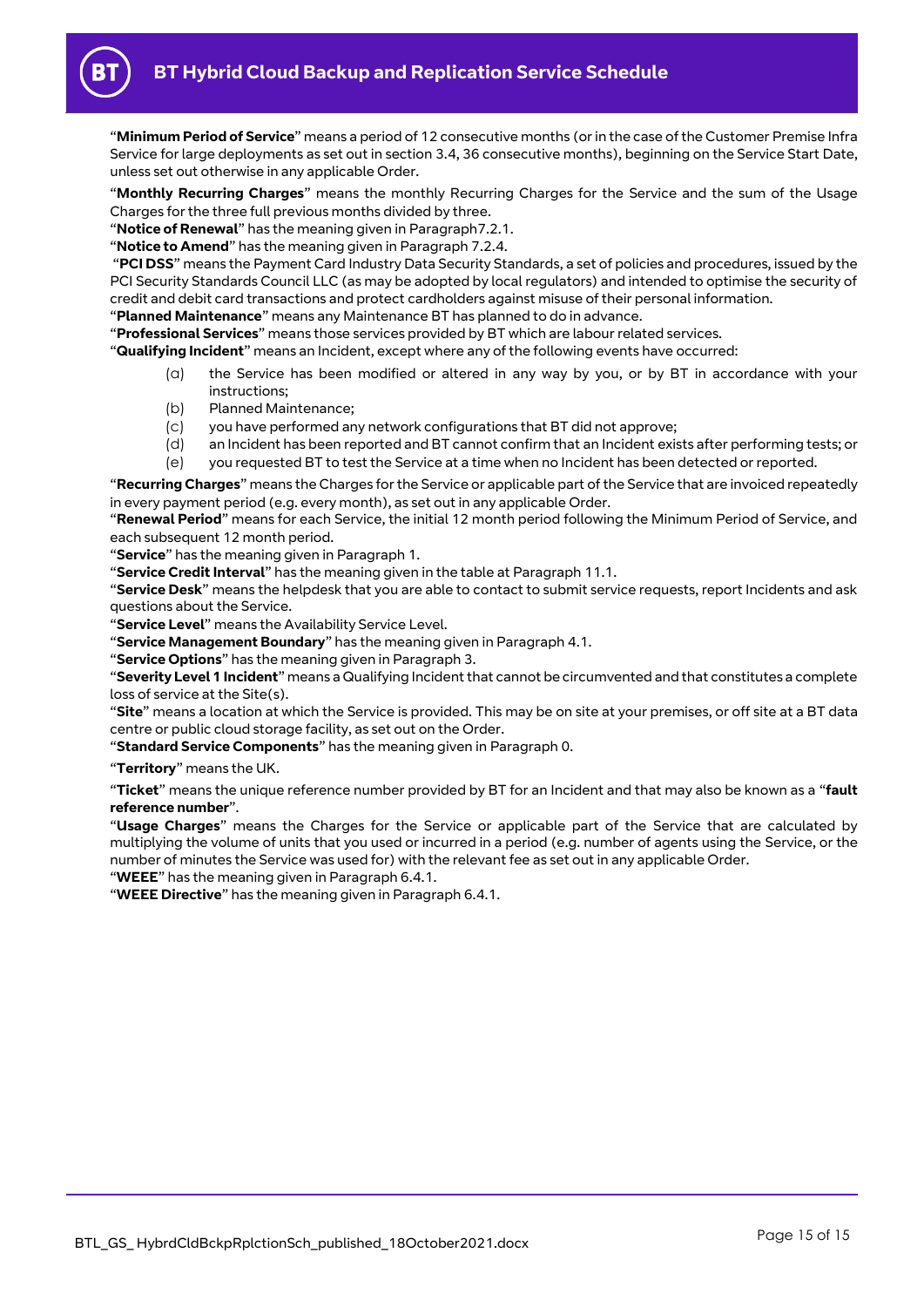"**Minimum Period of Service**" means a period of 12 consecutive months (or in the case of the Customer Premise Infra Service for large deployments as set out in section 3.4, 36 consecutive months), beginning on the Service Start Date, unless set out otherwise in any applicable Order.

"**Monthly Recurring Charges**" means the monthly Recurring Charges for the Service and the sum of the Usage Charges for the three full previous months divided by three.

"**Notice of Renewal**" has the meaning given in Paragraph7.2.1.

"**Notice to Amend**" has the meaning given in Paragraph 7.2.4.

"**PCI DSS**" means the Payment Card Industry Data Security Standards, a set of policies and procedures, issued by the PCI Security Standards Council LLC (as may be adopted by local regulators) and intended to optimise the security of credit and debit card transactions and protect cardholders against misuse of their personal information.

"**Planned Maintenance**" means any Maintenance BT has planned to do in advance.

"**Professional Services**" means those services provided by BT which are labour related services.

"**Qualifying Incident**" means an Incident, except where any of the following events have occurred:

(a) the Service has been modified or altered in any way by you, or by BT in accordance with your instructions;

(b) Planned Maintenance;

(c) you have performed any network configurations that BT did not approve;

(d) an Incident has been reported and BT cannot confirm that an Incident exists after performing tests; or

(e) you requested BT to test the Service at a time when no Incident has been detected or reported.

"**Recurring Charges**" means the Charges for the Service or applicable part of the Service that are invoiced repeatedly in every payment period (e.g. every month), as set out in any applicable Order.

"**Renewal Period**" means for each Service, the initial 12 month period following the Minimum Period of Service, and each subsequent 12 month period.

"**Service**" has the meaning given in Paragraph 1.

"**Service Credit Interval**" has the meaning given in the table at Paragraph 11.1.

"**Service Desk**" means the helpdesk that you are able to contact to submit service requests, report Incidents and ask questions about the Service.

"**Service Level**" means the Availability Service Level.

"**Service Management Boundary**" has the meaning given in Paragraph 4.1.

"**Service Options**" has the meaning given in Paragraph 3.

"**Severity Level 1 Incident**" means a Qualifying Incident that cannot be circumvented and that constitutes a complete loss of service at the Site(s).

"**Site**" means a location at which the Service is provided. This may be on site at your premises, or off site at a BT data centre or public cloud storage facility, as set out on the Order.

"**Standard Service Components**" has the meaning given in Paragraph 0.

"**Territory**" means the UK.

"**Ticket**" means the unique reference number provided by BT for an Incident and that may also be known as a "**fault reference number**".

"**Usage Charges**" means the Charges for the Service or applicable part of the Service that are calculated by multiplying the volume of units that you used or incurred in a period (e.g. number of agents using the Service, or the number of minutes the Service was used for) with the relevant fee as set out in any applicable Order.

"**WEEE**" has the meaning given in Paragraph 6.4.1.

"**WEEE Directive**" has the meaning given in Paragraph 6.4.1.